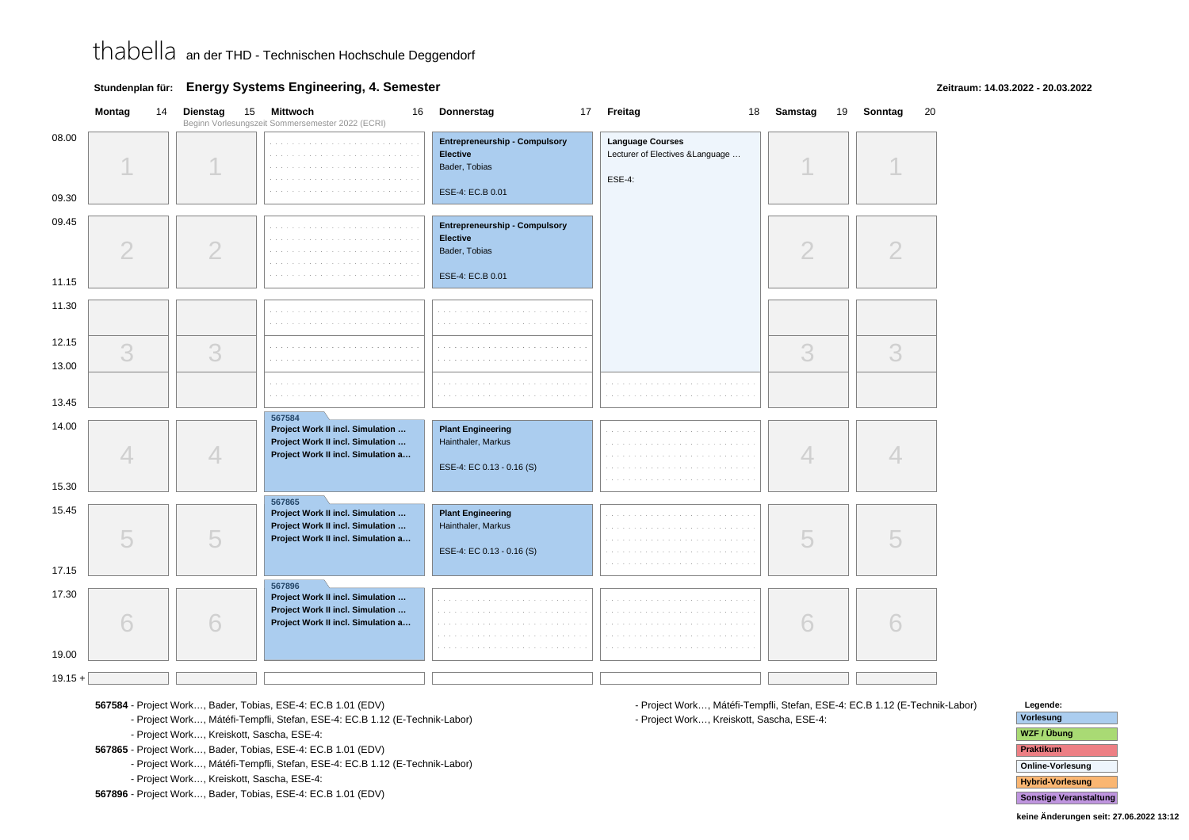thabella an der THD - Technischen Hochschule Deggendorf

**Stundenplan für:** **Energy Systems Engineering, 4. Semester**

**Zeitraum: 14.03.2022 - 20.03.2022**

| Zeit | Montag 14 | Dienstag 15 | Mittwoch 16 | Donnerstag 17 | Freitag 18 | Samstag 19 | Sonntag 20 |
|---|---|---|---|---|---|---|---|
| | | | Beginn Vorlesungszeit Sommersemester 2022 (ECRI) | | | | |
| 08.00 - 09.30 | 1 | 1 | | **Entrepreneurship - Compulsory Elective** Bader, Tobias ESE-4: EC.B 0.01 | **Language Courses** Lecturer of Electives &Language … ESE-4: | 1 | 1 |
| 09.45 - 11.15 | 2 | 2 | | **Entrepreneurship - Compulsory Elective** Bader, Tobias ESE-4: EC.B 0.01 | (Language Courses) | 2 | 2 |
| 11.30 - 12.15 | | | | | (Language Courses) | | |
| 12.15 - 13.00 | 3 | 3 | | | (Language Courses) | 3 | 3 |
| 13.00 - 13.45 | | | | | | | |
| 14.00 - 15.30 | 4 | 4 | 567584 **Project Work II incl. Simulation …** **Project Work II incl. Simulation …** **Project Work II incl. Simulation a…** | **Plant Engineering** Hainthaler, Markus ESE-4: EC 0.13 - 0.16 (S) | | 4 | 4 |
| 15.45 - 17.15 | 5 | 5 | 567865 **Project Work II incl. Simulation …** **Project Work II incl. Simulation …** **Project Work II incl. Simulation a…** | **Plant Engineering** Hainthaler, Markus ESE-4: EC 0.13 - 0.16 (S) | | 5 | 5 |
| 17.30 - 19.00 | 6 | 6 | 567896 **Project Work II incl. Simulation …** **Project Work II incl. Simulation …** **Project Work II incl. Simulation a…** | | | 6 | 6 |
| 19.15 + | | | | | | | |

**567584** - Project Work…, Bader, Tobias, ESE-4: EC.B 1.01 (EDV)
- Project Work…, Mátéfi-Tempfli, Stefan, ESE-4: EC.B 1.12 (E-Technik-Labor)
- Project Work…, Kreiskott, Sascha, ESE-4:

**567865** - Project Work…, Bader, Tobias, ESE-4: EC.B 1.01 (EDV)
- Project Work…, Mátéfi-Tempfli, Stefan, ESE-4: EC.B 1.12 (E-Technik-Labor)
- Project Work…, Kreiskott, Sascha, ESE-4:

**567896** - Project Work…, Bader, Tobias, ESE-4: EC.B 1.01 (EDV)
- Project Work…, Mátéfi-Tempfli, Stefan, ESE-4: EC.B 1.12 (E-Technik-Labor)
- Project Work…, Kreiskott, Sascha, ESE-4:

**Legende:**
- Vorlesung
- WZF / Übung
- Praktikum
- Online-Vorlesung
- Hybrid-Vorlesung
- Sonstige Veranstaltung

**keine Änderungen seit: 27.06.2022 13:12**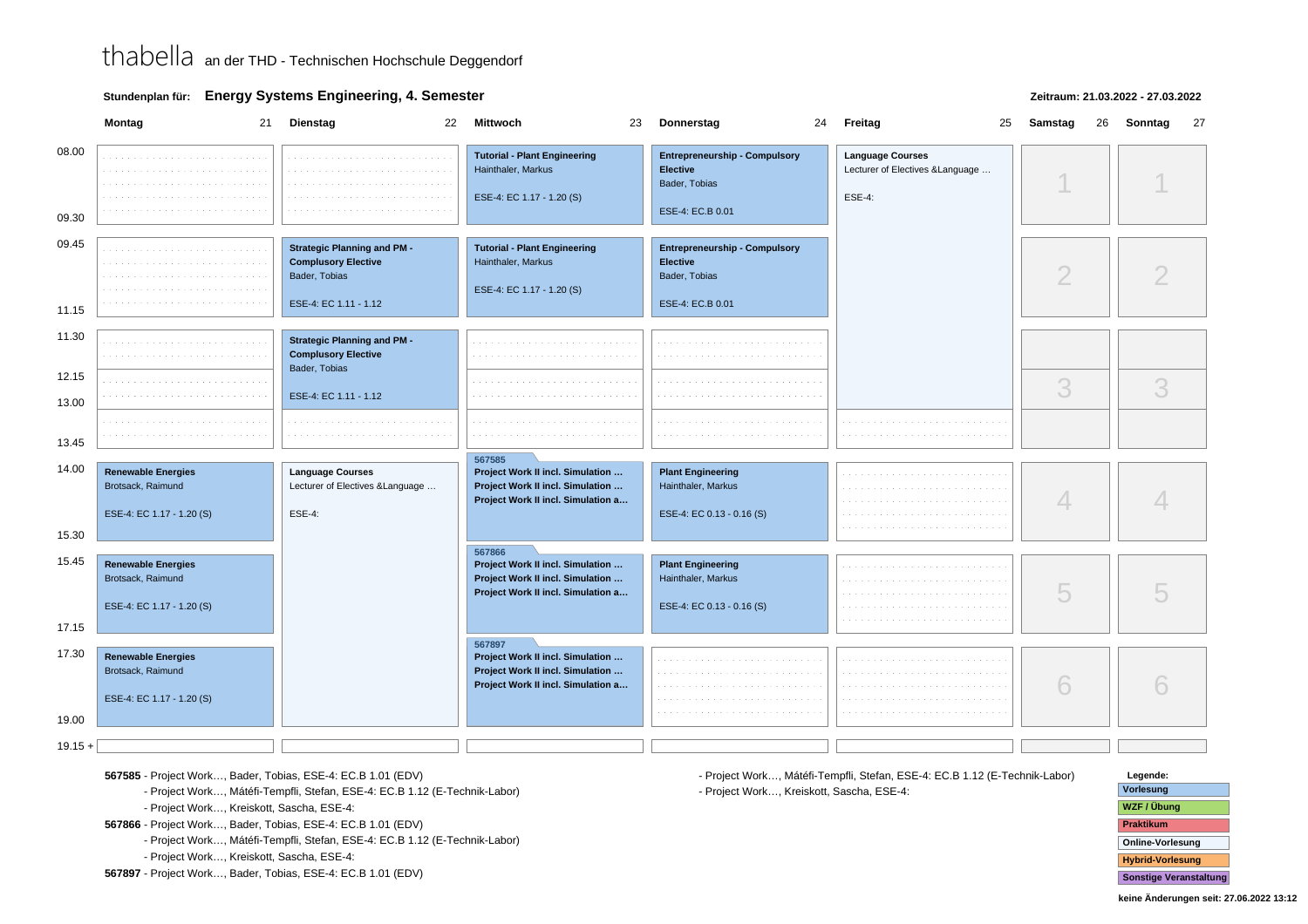thabella an der THD - Technischen Hochschule Deggendorf

**Stundenplan für:** **Energy Systems Engineering, 4. Semester**

**Zeitraum: 21.03.2022 - 27.03.2022**

| Zeit | Montag 21 | Dienstag 22 | Mittwoch 23 | Donnerstag 24 | Freitag 25 | Samstag 26 | Sonntag 27 |
|---|---|---|---|---|---|---|---|
| 08.00 - 09.30 | | | **Tutorial - Plant Engineering** Hainthaler, Markus ESE-4: EC 1.17 - 1.20 (S) | **Entrepreneurship - Compulsory Elective** Bader, Tobias ESE-4: EC.B 0.01 | **Language Courses** Lecturer of Electives &Language … ESE-4: | 1 | 1 |
| 09.45 - 11.15 | | **Strategic Planning and PM - Compulsory Elective** Bader, Tobias ESE-4: EC 1.11 - 1.12 | **Tutorial - Plant Engineering** Hainthaler, Markus ESE-4: EC 1.17 - 1.20 (S) | **Entrepreneurship - Compulsory Elective** Bader, Tobias ESE-4: EC.B 0.01 | | 2 | 2 |
| 11.30 - 13.00 | | **Strategic Planning and PM - Compulsory Elective** Bader, Tobias ESE-4: EC 1.11 - 1.12 | | | | 3 | 3 |
| 13.00 - 13.45 | | | | | | | |
| 14.00 - 15.30 | **Renewable Energies** Brotsack, Raimund ESE-4: EC 1.17 - 1.20 (S) | **Language Courses** Lecturer of Electives &Language … ESE-4: | 567585 **Project Work II incl. Simulation …** **Project Work II incl. Simulation …** **Project Work II incl. Simulation a…** | **Plant Engineering** Hainthaler, Markus ESE-4: EC 0.13 - 0.16 (S) | | 4 | 4 |
| 15.45 - 17.15 | **Renewable Energies** Brotsack, Raimund ESE-4: EC 1.17 - 1.20 (S) | | 567866 **Project Work II incl. Simulation …** **Project Work II incl. Simulation …** **Project Work II incl. Simulation a…** | **Plant Engineering** Hainthaler, Markus ESE-4: EC 0.13 - 0.16 (S) | | 5 | 5 |
| 17.30 - 19.00 | **Renewable Energies** Brotsack, Raimund ESE-4: EC 1.17 - 1.20 (S) | | 567897 **Project Work II incl. Simulation …** **Project Work II incl. Simulation …** **Project Work II incl. Simulation a…** | | | 6 | 6 |
| 19.15 + | | | | | | | |

**567585** - Project Work…, Bader, Tobias, ESE-4: EC.B 1.01 (EDV)
- Project Work…, Mátéfi-Tempfli, Stefan, ESE-4: EC.B 1.12 (E-Technik-Labor)
- Project Work…, Kreiskott, Sascha, ESE-4:

**567866** - Project Work…, Bader, Tobias, ESE-4: EC.B 1.01 (EDV)
- Project Work…, Mátéfi-Tempfli, Stefan, ESE-4: EC.B 1.12 (E-Technik-Labor)
- Project Work…, Kreiskott, Sascha, ESE-4:

**567897** - Project Work…, Bader, Tobias, ESE-4: EC.B 1.01 (EDV)
- Project Work…, Mátéfi-Tempfli, Stefan, ESE-4: EC.B 1.12 (E-Technik-Labor)
- Project Work…, Kreiskott, Sascha, ESE-4:

**Legende:**
- Vorlesung
- WZF / Übung
- Praktikum
- Online-Vorlesung
- Hybrid-Vorlesung
- Sonstige Veranstaltung

**keine Änderungen seit: 27.06.2022 13:12**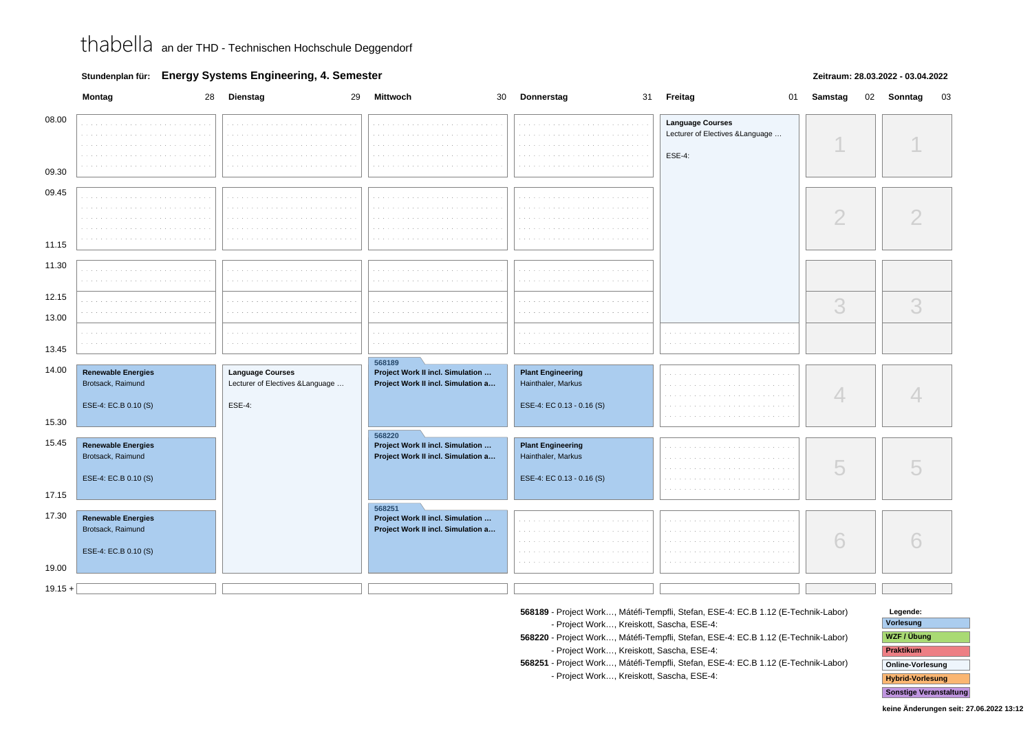thabella an der THD - Technischen Hochschule Deggendorf

**Stundenplan für:** **Energy Systems Engineering, 4. Semester**

**Zeitraum: 28.03.2022 - 03.04.2022**

| Zeit | Montag 28 | Dienstag 29 | Mittwoch 30 | Donnerstag 31 | Freitag 01 | Samstag 02 | Sonntag 03 |
|---|---|---|---|---|---|---|---|
| 08.00 - 09.30 | | | | | **Language Courses** Lecturer of Electives &Language … ESE-4: | 1 | 1 |
| 09.45 - 11.15 | | | | | (Language Courses) | 2 | 2 |
| 11.30 - 13.00 | | | | | (Language Courses) | 3 | 3 |
| 12.15 - 13.45 | | | | | | | |
| 14.00 - 15.30 | **Renewable Energies** Brotsack, Raimund ESE-4: EC.B 0.10 (S) | **Language Courses** Lecturer of Electives &Language … ESE-4: | 568189 **Project Work II incl. Simulation …** **Project Work II incl. Simulation a…** | **Plant Engineering** Hainthaler, Markus ESE-4: EC 0.13 - 0.16 (S) | | 4 | 4 |
| 15.45 - 17.15 | **Renewable Energies** Brotsack, Raimund ESE-4: EC.B 0.10 (S) | (Language Courses) | 568220 **Project Work II incl. Simulation …** **Project Work II incl. Simulation a…** | **Plant Engineering** Hainthaler, Markus ESE-4: EC 0.13 - 0.16 (S) | | 5 | 5 |
| 17.30 - 19.00 | **Renewable Energies** Brotsack, Raimund ESE-4: EC.B 0.10 (S) | (Language Courses) | 568251 **Project Work II incl. Simulation …** **Project Work II incl. Simulation a…** | | | 6 | 6 |
| 19.15 + | | | | | | | |

**568189** - Project Work…, Mátéfi-Tempfli, Stefan, ESE-4: EC.B 1.12 (E-Technik-Labor)
- Project Work…, Kreiskott, Sascha, ESE-4:

**568220** - Project Work…, Mátéfi-Tempfli, Stefan, ESE-4: EC.B 1.12 (E-Technik-Labor)
- Project Work…, Kreiskott, Sascha, ESE-4:

**568251** - Project Work…, Mátéfi-Tempfli, Stefan, ESE-4: EC.B 1.12 (E-Technik-Labor)
- Project Work…, Kreiskott, Sascha, ESE-4:

**Legende:**
- Vorlesung
- WZF / Übung
- Praktikum
- Online-Vorlesung
- Hybrid-Vorlesung
- Sonstige Veranstaltung

**keine Änderungen seit: 27.06.2022 13:12**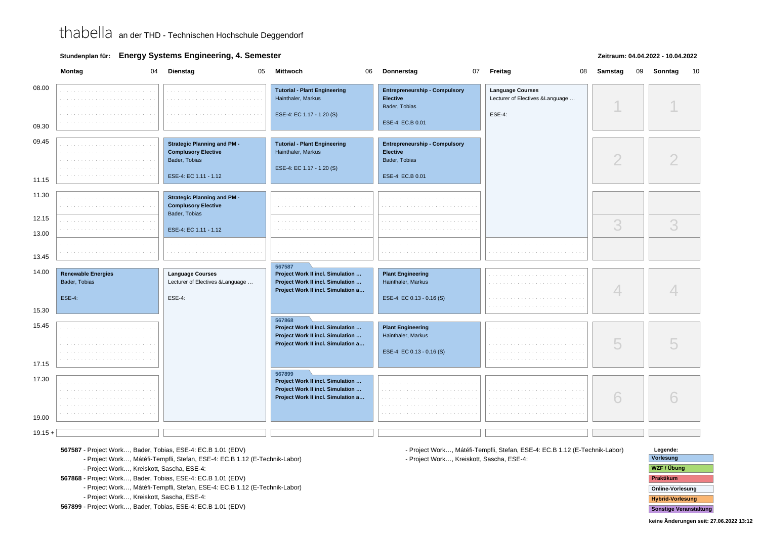thabella an der THD - Technischen Hochschule Deggendorf

**Stundenplan für: Energy Systems Engineering, 4. Semester**

**Zeitraum: 04.04.2022 - 10.04.2022**

| Zeit | Montag 04 | Dienstag 05 | Mittwoch 06 | Donnerstag 07 | Freitag 08 | Samstag 09 | Sonntag 10 |
|---|---|---|---|---|---|---|---|
| 08.00 - 09.30 | | | **Tutorial - Plant Engineering** Hainthaler, Markus ESE-4: EC 1.17 - 1.20 (S) | **Entrepreneurship - Compulsory Elective** Bader, Tobias ESE-4: EC.B 0.01 | **Language Courses** Lecturer of Electives &Language … ESE-4: (08.00 - 13.00) | 1 | 1 |
| 09.45 - 11.15 | | **Strategic Planning and PM - Compulsory Elective** Bader, Tobias ESE-4: EC 1.11 - 1.12 | **Tutorial - Plant Engineering** Hainthaler, Markus ESE-4: EC 1.17 - 1.20 (S) | **Entrepreneurship - Compulsory Elective** Bader, Tobias ESE-4: EC.B 0.01 | | 2 | 2 |
| 11.30 - 13.00 | | **Strategic Planning and PM - Compulsory Elective** Bader, Tobias ESE-4: EC 1.11 - 1.12 | | | | 3 | 3 |
| 13.00 - 13.45 | | | | | | | |
| 14.00 - 15.30 | **Renewable Energies** Bader, Tobias ESE-4: | **Language Courses** Lecturer of Electives &Language … ESE-4: (14.00 - 19.00) | 567587 **Project Work II incl. Simulation …** **Project Work II incl. Simulation …** **Project Work II incl. Simulation a…** | **Plant Engineering** Hainthaler, Markus ESE-4: EC 0.13 - 0.16 (S) | | 4 | 4 |
| 15.45 - 17.15 | | | 567868 **Project Work II incl. Simulation …** **Project Work II incl. Simulation …** **Project Work II incl. Simulation a…** | **Plant Engineering** Hainthaler, Markus ESE-4: EC 0.13 - 0.16 (S) | | 5 | 5 |
| 17.30 - 19.00 | | | 567899 **Project Work II incl. Simulation …** **Project Work II incl. Simulation …** **Project Work II incl. Simulation a…** | | | 6 | 6 |
| 19.15 + | | | | | | | |

**567587** - Project Work…, Bader, Tobias, ESE-4: EC.B 1.01 (EDV)
- Project Work…, Mátéfi-Tempfli, Stefan, ESE-4: EC.B 1.12 (E-Technik-Labor)
- Project Work…, Kreiskott, Sascha, ESE-4:

**567868** - Project Work…, Bader, Tobias, ESE-4: EC.B 1.01 (EDV)
- Project Work…, Mátéfi-Tempfli, Stefan, ESE-4: EC.B 1.12 (E-Technik-Labor)
- Project Work…, Kreiskott, Sascha, ESE-4:

**567899** - Project Work…, Bader, Tobias, ESE-4: EC.B 1.01 (EDV)
- Project Work…, Mátéfi-Tempfli, Stefan, ESE-4: EC.B 1.12 (E-Technik-Labor)
- Project Work…, Kreiskott, Sascha, ESE-4:

**Legende:**
- Vorlesung
- WZF / Übung
- Praktikum
- Online-Vorlesung
- Hybrid-Vorlesung
- Sonstige Veranstaltung

**keine Änderungen seit: 27.06.2022 13:12**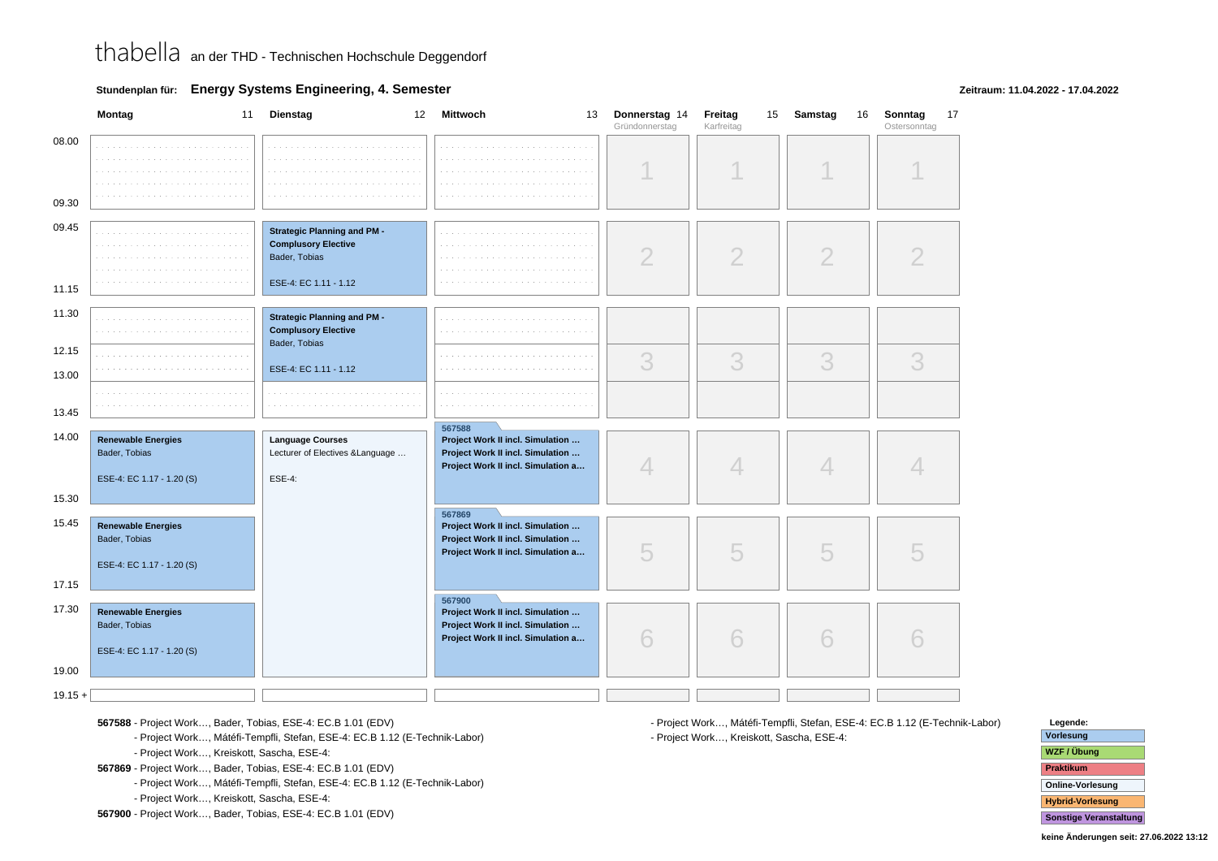# thabella an der THD - Technischen Hochschule Deggendorf

**Stundenplan für:** **Energy Systems Engineering, 4. Semester**

**Zeitraum: 11.04.2022 - 17.04.2022**

| Zeit | Montag 11 | Dienstag 12 | Mittwoch 13 | Donnerstag 14 (Gründonnerstag) | Freitag 15 (Karfreitag) | Samstag 16 | Sonntag 17 (Ostersonntag) |
|---|---|---|---|---|---|---|---|
| 08.00 – 09.30 | | | | 1 | 1 | 1 | 1 |
| 09.45 – 11.15 | | **Strategic Planning and PM - Complusory Elective** Bader, Tobias ESE-4: EC 1.11 - 1.12 | | 2 | 2 | 2 | 2 |
| 11.30 – 13.00 | | **Strategic Planning and PM - Complusory Elective** Bader, Tobias ESE-4: EC 1.11 - 1.12 | | 3 | 3 | 3 | 3 |
| 13.00 – 13.45 | | | | | | | |
| 14.00 – 15.30 | **Renewable Energies** Bader, Tobias ESE-4: EC 1.17 - 1.20 (S) | Language Courses Lecturer of Electives &Language … ESE-4: | 567588 **Project Work II incl. Simulation …** **Project Work II incl. Simulation …** **Project Work II incl. Simulation a…** | 4 | 4 | 4 | 4 |
| 15.45 – 17.15 | **Renewable Energies** Bader, Tobias ESE-4: EC 1.17 - 1.20 (S) | | 567869 **Project Work II incl. Simulation …** **Project Work II incl. Simulation …** **Project Work II incl. Simulation a…** | 5 | 5 | 5 | 5 |
| 17.30 – 19.00 | **Renewable Energies** Bader, Tobias ESE-4: EC 1.17 - 1.20 (S) | | 567900 **Project Work II incl. Simulation …** **Project Work II incl. Simulation …** **Project Work II incl. Simulation a…** | 6 | 6 | 6 | 6 |
| 19.15 + | | | | | | | |

**567588** - Project Work…, Bader, Tobias, ESE-4: EC.B 1.01 (EDV)
- Project Work…, Mátéfi-Tempfli, Stefan, ESE-4: EC.B 1.12 (E-Technik-Labor)
- Project Work…, Kreiskott, Sascha, ESE-4:

**567869** - Project Work…, Bader, Tobias, ESE-4: EC.B 1.01 (EDV)
- Project Work…, Mátéfi-Tempfli, Stefan, ESE-4: EC.B 1.12 (E-Technik-Labor)
- Project Work…, Kreiskott, Sascha, ESE-4:

**567900** - Project Work…, Bader, Tobias, ESE-4: EC.B 1.01 (EDV)
- Project Work…, Mátéfi-Tempfli, Stefan, ESE-4: EC.B 1.12 (E-Technik-Labor)
- Project Work…, Kreiskott, Sascha, ESE-4:

**Legende:**
- Vorlesung
- WZF / Übung
- Praktikum
- Online-Vorlesung
- Hybrid-Vorlesung
- Sonstige Veranstaltung

**keine Änderungen seit: 27.06.2022 13:12**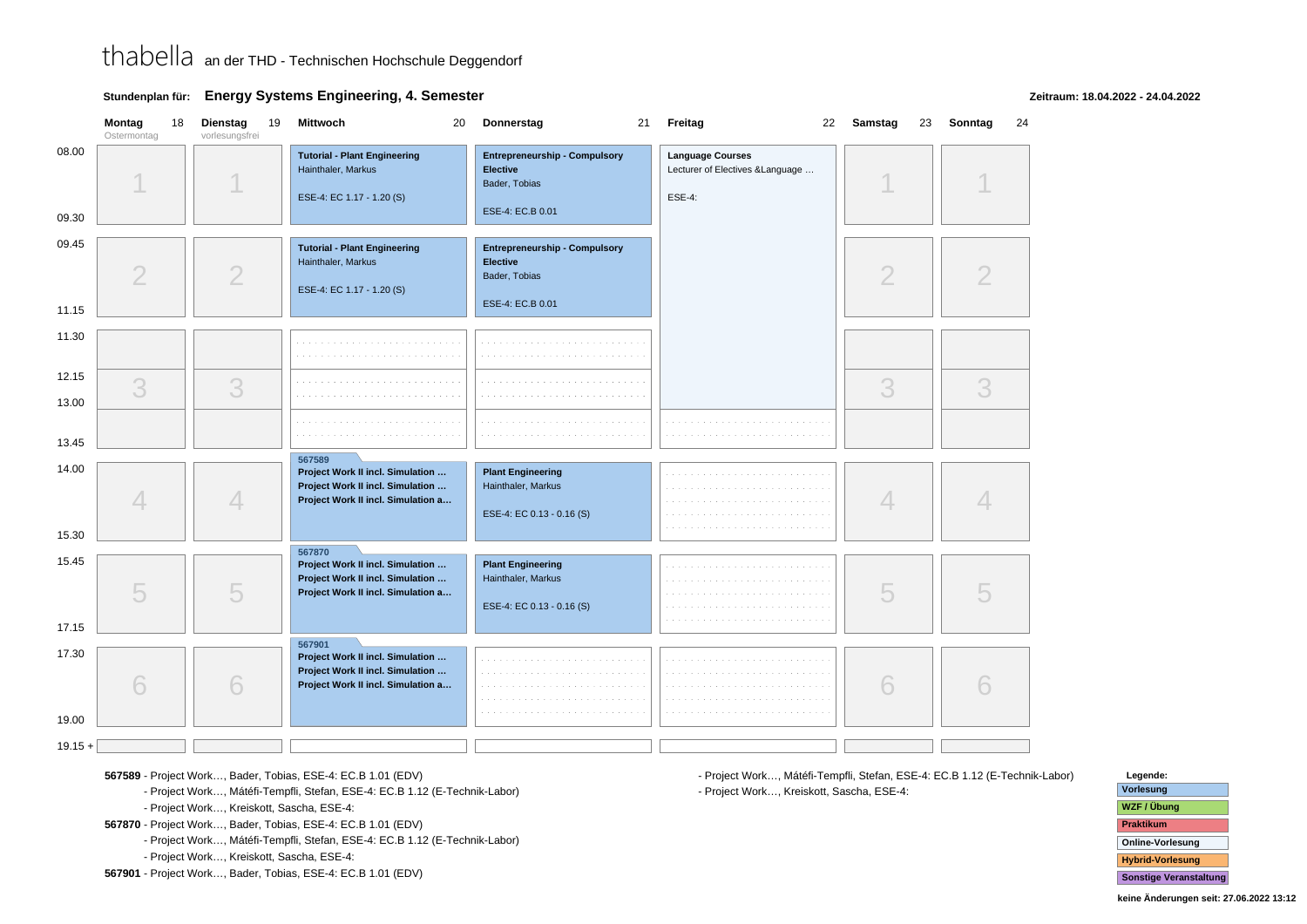# thabella an der THD - Technischen Hochschule Deggendorf

**Stundenplan für: Energy Systems Engineering, 4. Semester**

**Zeitraum: 18.04.2022 - 24.04.2022**

| | Montag 18 (Ostermontag) | Dienstag 19 (vorlesungsfrei) | Mittwoch 20 | Donnerstag 21 | Freitag 22 | Samstag 23 | Sonntag 24 |
|---|---|---|---|---|---|---|---|
| 08.00 – 09.30 | 1 | 1 | **Tutorial - Plant Engineering** Hainthaler, Markus ESE-4: EC 1.17 - 1.20 (S) | **Entrepreneurship - Compulsory Elective** Bader, Tobias ESE-4: EC.B 0.01 | **Language Courses** Lecturer of Electives &Language … ESE-4: (08.00 – 13.00) | 1 | 1 |
| 09.45 – 11.15 | 2 | 2 | **Tutorial - Plant Engineering** Hainthaler, Markus ESE-4: EC 1.17 - 1.20 (S) | **Entrepreneurship - Compulsory Elective** Bader, Tobias ESE-4: EC.B 0.01 | | 2 | 2 |
| 11.30 – 13.45 | 3 | 3 | | | | 3 | 3 |
| 14.00 – 15.30 | 4 | 4 | 567589 **Project Work II incl. Simulation …** **Project Work II incl. Simulation …** **Project Work II incl. Simulation a…** | **Plant Engineering** Hainthaler, Markus ESE-4: EC 0.13 - 0.16 (S) | | 4 | 4 |
| 15.45 – 17.15 | 5 | 5 | 567870 **Project Work II incl. Simulation …** **Project Work II incl. Simulation …** **Project Work II incl. Simulation a…** | **Plant Engineering** Hainthaler, Markus ESE-4: EC 0.13 - 0.16 (S) | | 5 | 5 |
| 17.30 – 19.00 | 6 | 6 | 567901 **Project Work II incl. Simulation …** **Project Work II incl. Simulation …** **Project Work II incl. Simulation a…** | | | 6 | 6 |
| 19.15 + | | | | | | | |

**567589** - Project Work…, Bader, Tobias, ESE-4: EC.B 1.01 (EDV)
- Project Work…, Mátéfi-Tempfli, Stefan, ESE-4: EC.B 1.12 (E-Technik-Labor)
- Project Work…, Kreiskott, Sascha, ESE-4:

**567870** - Project Work…, Bader, Tobias, ESE-4: EC.B 1.01 (EDV)
- Project Work…, Mátéfi-Tempfli, Stefan, ESE-4: EC.B 1.12 (E-Technik-Labor)
- Project Work…, Kreiskott, Sascha, ESE-4:

**567901** - Project Work…, Bader, Tobias, ESE-4: EC.B 1.01 (EDV)
- Project Work…, Mátéfi-Tempfli, Stefan, ESE-4: EC.B 1.12 (E-Technik-Labor)
- Project Work…, Kreiskott, Sascha, ESE-4:

**Legende:**
- Vorlesung
- WZF / Übung
- Praktikum
- Online-Vorlesung
- Hybrid-Vorlesung
- Sonstige Veranstaltung

**keine Änderungen seit: 27.06.2022 13:12**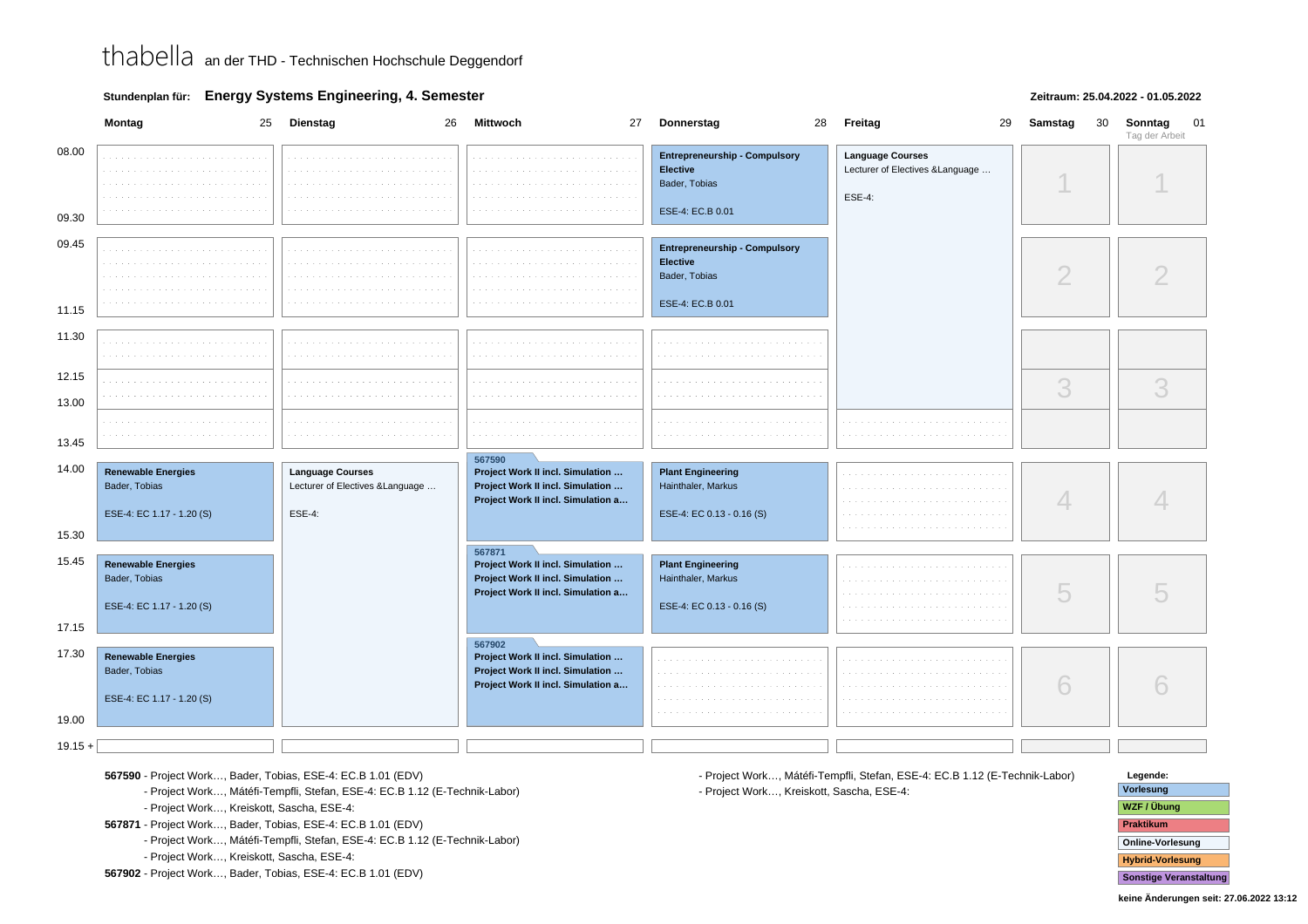thabella an der THD - Technischen Hochschule Deggendorf

**Stundenplan für:** **Energy Systems Engineering, 4. Semester**

**Zeitraum: 25.04.2022 - 01.05.2022**

| Zeit | Montag 25 | Dienstag 26 | Mittwoch 27 | Donnerstag 28 | Freitag 29 | Samstag 30 | Sonntag 01 (Tag der Arbeit) |
|---|---|---|---|---|---|---|---|
| 08.00 - 09.30 | | | | **Entrepreneurship - Compulsory Elective** Bader, Tobias ESE-4: EC.B 0.01 | **Language Courses** Lecturer of Electives &Language … ESE-4: | 1 | 1 |
| 09.45 - 11.15 | | | | **Entrepreneurship - Compulsory Elective** Bader, Tobias ESE-4: EC.B 0.01 | | 2 | 2 |
| 11.30 - 13.00 | | | | | | | |
| 12.15 - 13.45 | | | | | | 3 | 3 |
| 14.00 - 15.30 | **Renewable Energies** Bader, Tobias ESE-4: EC 1.17 - 1.20 (S) | **Language Courses** Lecturer of Electives &Language … ESE-4: | 567590 **Project Work II incl. Simulation …** **Project Work II incl. Simulation …** **Project Work II incl. Simulation a…** | **Plant Engineering** Hainthaler, Markus ESE-4: EC 0.13 - 0.16 (S) | | 4 | 4 |
| 15.45 - 17.15 | **Renewable Energies** Bader, Tobias ESE-4: EC 1.17 - 1.20 (S) | | 567871 **Project Work II incl. Simulation …** **Project Work II incl. Simulation …** **Project Work II incl. Simulation a…** | **Plant Engineering** Hainthaler, Markus ESE-4: EC 0.13 - 0.16 (S) | | 5 | 5 |
| 17.30 - 19.00 | **Renewable Energies** Bader, Tobias ESE-4: EC 1.17 - 1.20 (S) | | 567902 **Project Work II incl. Simulation …** **Project Work II incl. Simulation …** **Project Work II incl. Simulation a…** | | | 6 | 6 |
| 19.15 + | | | | | | | |

**567590** - Project Work…, Bader, Tobias, ESE-4: EC.B 1.01 (EDV)
- Project Work…, Mátéfi-Tempfli, Stefan, ESE-4: EC.B 1.12 (E-Technik-Labor)
- Project Work…, Kreiskott, Sascha, ESE-4:

**567871** - Project Work…, Bader, Tobias, ESE-4: EC.B 1.01 (EDV)
- Project Work…, Mátéfi-Tempfli, Stefan, ESE-4: EC.B 1.12 (E-Technik-Labor)
- Project Work…, Kreiskott, Sascha, ESE-4:

**567902** - Project Work…, Bader, Tobias, ESE-4: EC.B 1.01 (EDV)
- Project Work…, Mátéfi-Tempfli, Stefan, ESE-4: EC.B 1.12 (E-Technik-Labor)
- Project Work…, Kreiskott, Sascha, ESE-4:

**Legende:**
- Vorlesung
- WZF / Übung
- Praktikum
- Online-Vorlesung
- Hybrid-Vorlesung
- Sonstige Veranstaltung

**keine Änderungen seit: 27.06.2022 13:12**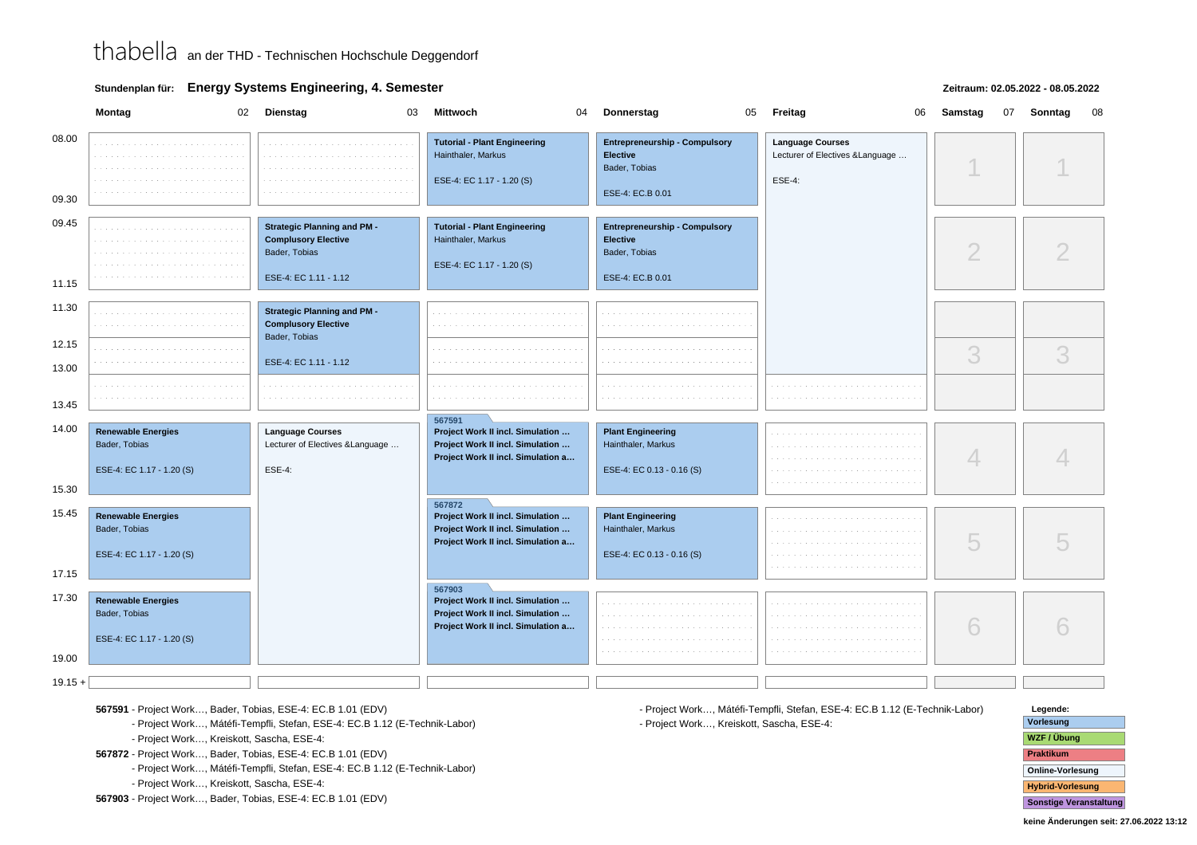thabella an der THD - Technischen Hochschule Deggendorf

**Stundenplan für:** **Energy Systems Engineering, 4. Semester**

**Zeitraum: 02.05.2022 - 08.05.2022**

| Zeit | Montag 02 | Dienstag 03 | Mittwoch 04 | Donnerstag 05 | Freitag 06 | Samstag 07 | Sonntag 08 |
|---|---|---|---|---|---|---|---|
| 08.00 - 09.30 | | | **Tutorial - Plant Engineering** Hainthaler, Markus ESE-4: EC 1.17 - 1.20 (S) | **Entrepreneurship - Compulsory Elective** Bader, Tobias ESE-4: EC.B 0.01 | **Language Courses** Lecturer of Electives &Language … ESE-4: (08.00 - 13.00) | 1 | 1 |
| 09.45 - 11.15 | | **Strategic Planning and PM - Complusory Elective** Bader, Tobias ESE-4: EC 1.11 - 1.12 | **Tutorial - Plant Engineering** Hainthaler, Markus ESE-4: EC 1.17 - 1.20 (S) | **Entrepreneurship - Compulsory Elective** Bader, Tobias ESE-4: EC.B 0.01 | | 2 | 2 |
| 11.30 - 13.00 | | **Strategic Planning and PM - Complusory Elective** Bader, Tobias ESE-4: EC 1.11 - 1.12 | | | | 3 | 3 |
| 13.00 - 13.45 | | | | | | | |
| 14.00 - 15.30 | **Renewable Energies** Bader, Tobias ESE-4: EC 1.17 - 1.20 (S) | **Language Courses** Lecturer of Electives &Language … ESE-4: (14.00 - 19.00) | 567591 **Project Work II incl. Simulation …** **Project Work II incl. Simulation …** **Project Work II incl. Simulation a…** | **Plant Engineering** Hainthaler, Markus ESE-4: EC 0.13 - 0.16 (S) | | 4 | 4 |
| 15.45 - 17.15 | **Renewable Energies** Bader, Tobias ESE-4: EC 1.17 - 1.20 (S) | | 567872 **Project Work II incl. Simulation …** **Project Work II incl. Simulation …** **Project Work II incl. Simulation a…** | **Plant Engineering** Hainthaler, Markus ESE-4: EC 0.13 - 0.16 (S) | | 5 | 5 |
| 17.30 - 19.00 | **Renewable Energies** Bader, Tobias ESE-4: EC 1.17 - 1.20 (S) | | 567903 **Project Work II incl. Simulation …** **Project Work II incl. Simulation …** **Project Work II incl. Simulation a…** | | | 6 | 6 |
| 19.15 + | | | | | | | |

**567591** - Project Work…, Bader, Tobias, ESE-4: EC.B 1.01 (EDV)
- Project Work…, Mátéfi-Tempfli, Stefan, ESE-4: EC.B 1.12 (E-Technik-Labor)
- Project Work…, Kreiskott, Sascha, ESE-4:

**567872** - Project Work…, Bader, Tobias, ESE-4: EC.B 1.01 (EDV)
- Project Work…, Mátéfi-Tempfli, Stefan, ESE-4: EC.B 1.12 (E-Technik-Labor)
- Project Work…, Kreiskott, Sascha, ESE-4:

**567903** - Project Work…, Bader, Tobias, ESE-4: EC.B 1.01 (EDV)
- Project Work…, Mátéfi-Tempfli, Stefan, ESE-4: EC.B 1.12 (E-Technik-Labor)
- Project Work…, Kreiskott, Sascha, ESE-4:

**Legende:**
- Vorlesung
- WZF / Übung
- Praktikum
- Online-Vorlesung
- Hybrid-Vorlesung
- Sonstige Veranstaltung

**keine Änderungen seit: 27.06.2022 13:12**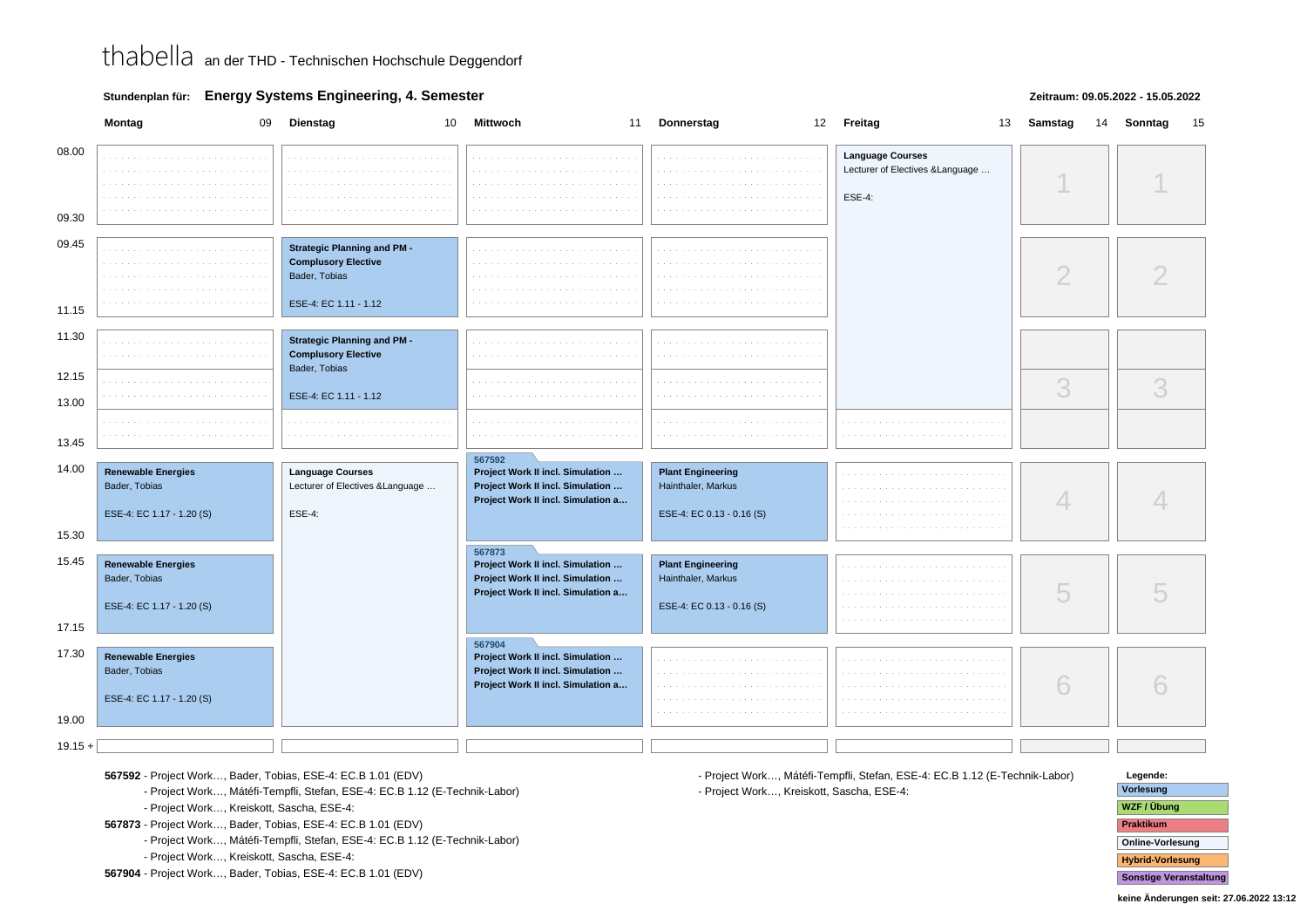thabella an der THD - Technischen Hochschule Deggendorf

**Stundenplan für:** **Energy Systems Engineering, 4. Semester**

**Zeitraum: 09.05.2022 - 15.05.2022**

| Zeit | Montag 09 | Dienstag 10 | Mittwoch 11 | Donnerstag 12 | Freitag 13 | Samstag 14 | Sonntag 15 |
|---|---|---|---|---|---|---|---|
| 08.00 - 09.30 | | | | | **Language Courses** Lecturer of Electives &Language … ESE-4: | 1 | 1 |
| 09.45 - 11.15 | | **Strategic Planning and PM - Complusory Elective** Bader, Tobias ESE-4: EC 1.11 - 1.12 | | | (Language Courses) | 2 | 2 |
| 11.30 - 13.00 | | **Strategic Planning and PM - Complusory Elective** Bader, Tobias ESE-4: EC 1.11 - 1.12 | | | (Language Courses) | 3 | 3 |
| 14.00 - 15.30 | **Renewable Energies** Bader, Tobias ESE-4: EC 1.17 - 1.20 (S) | **Language Courses** Lecturer of Electives &Language … ESE-4: | 567592 **Project Work II incl. Simulation …** **Project Work II incl. Simulation …** **Project Work II incl. Simulation a…** | **Plant Engineering** Hainthaler, Markus ESE-4: EC 0.13 - 0.16 (S) | | 4 | 4 |
| 15.45 - 17.15 | **Renewable Energies** Bader, Tobias ESE-4: EC 1.17 - 1.20 (S) | (Language Courses) | 567873 **Project Work II incl. Simulation …** **Project Work II incl. Simulation …** **Project Work II incl. Simulation a…** | **Plant Engineering** Hainthaler, Markus ESE-4: EC 0.13 - 0.16 (S) | | 5 | 5 |
| 17.30 - 19.00 | **Renewable Energies** Bader, Tobias ESE-4: EC 1.17 - 1.20 (S) | (Language Courses) | 567904 **Project Work II incl. Simulation …** **Project Work II incl. Simulation …** **Project Work II incl. Simulation a…** | | | 6 | 6 |
| 19.15 + | | | | | | | |

**567592** - Project Work…, Bader, Tobias, ESE-4: EC.B 1.01 (EDV)
- Project Work…, Mátéfi-Tempfli, Stefan, ESE-4: EC.B 1.12 (E-Technik-Labor)
- Project Work…, Kreiskott, Sascha, ESE-4:

**567873** - Project Work…, Bader, Tobias, ESE-4: EC.B 1.01 (EDV)
- Project Work…, Mátéfi-Tempfli, Stefan, ESE-4: EC.B 1.12 (E-Technik-Labor)
- Project Work…, Kreiskott, Sascha, ESE-4:

**567904** - Project Work…, Bader, Tobias, ESE-4: EC.B 1.01 (EDV)
- Project Work…, Mátéfi-Tempfli, Stefan, ESE-4: EC.B 1.12 (E-Technik-Labor)
- Project Work…, Kreiskott, Sascha, ESE-4:

**Legende:**
- Vorlesung
- WZF / Übung
- Praktikum
- Online-Vorlesung
- Hybrid-Vorlesung
- Sonstige Veranstaltung

**keine Änderungen seit: 27.06.2022 13:12**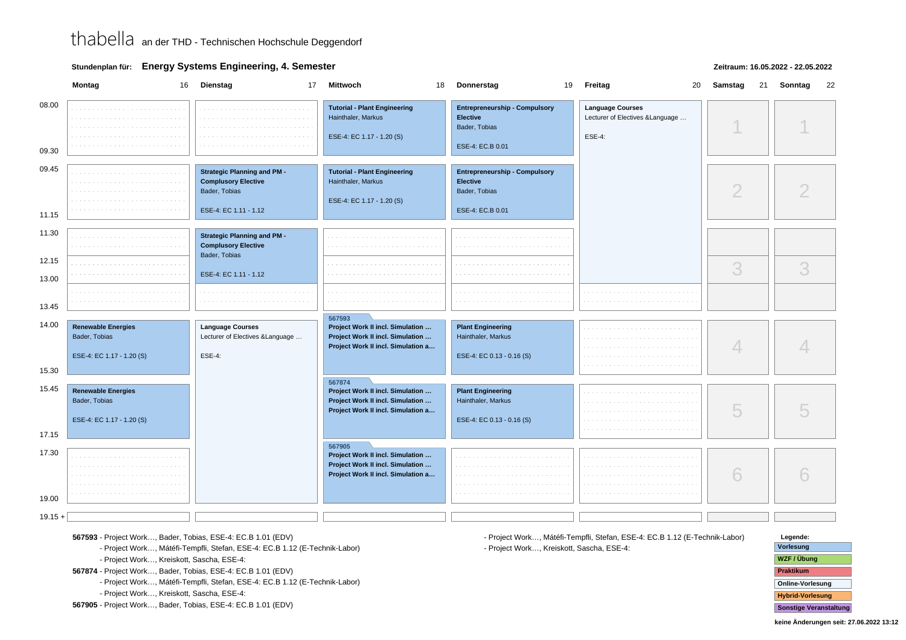thabella an der THD - Technischen Hochschule Deggendorf

**Stundenplan für: Energy Systems Engineering, 4. Semester**

**Zeitraum: 16.05.2022 - 22.05.2022**

| Zeit | Montag 16 | Dienstag 17 | Mittwoch 18 | Donnerstag 19 | Freitag 20 | Samstag 21 | Sonntag 22 |
|---|---|---|---|---|---|---|---|
| 08.00 - 09.30 | | | **Tutorial - Plant Engineering** Hainthaler, Markus ESE-4: EC 1.17 - 1.20 (S) | **Entrepreneurship - Compulsory Elective** Bader, Tobias ESE-4: EC.B 0.01 | **Language Courses** Lecturer of Electives &Language ... ESE-4: (08.00 - 13.00) | 1 | 1 |
| 09.45 - 11.15 | | **Strategic Planning and PM - Complusory Elective** Bader, Tobias ESE-4: EC 1.11 - 1.12 | **Tutorial - Plant Engineering** Hainthaler, Markus ESE-4: EC 1.17 - 1.20 (S) | **Entrepreneurship - Compulsory Elective** Bader, Tobias ESE-4: EC.B 0.01 | | 2 | 2 |
| 11.30 - 13.00 | | **Strategic Planning and PM - Complusory Elective** Bader, Tobias ESE-4: EC 1.11 - 1.12 | | | | 3 | 3 |
| 13.00 - 13.45 | | | | | | | |
| 14.00 - 15.30 | **Renewable Energies** Bader, Tobias ESE-4: EC 1.17 - 1.20 (S) | **Language Courses** Lecturer of Electives &Language ... ESE-4: (14.00 - 19.00) | 567593 **Project Work II incl. Simulation ...** **Project Work II incl. Simulation ...** **Project Work II incl. Simulation a...** | **Plant Engineering** Hainthaler, Markus ESE-4: EC 0.13 - 0.16 (S) | | 4 | 4 |
| 15.45 - 17.15 | **Renewable Energies** Bader, Tobias ESE-4: EC 1.17 - 1.20 (S) | | 567874 **Project Work II incl. Simulation ...** **Project Work II incl. Simulation ...** **Project Work II incl. Simulation a...** | **Plant Engineering** Hainthaler, Markus ESE-4: EC 0.13 - 0.16 (S) | | 5 | 5 |
| 17.30 - 19.00 | | | 567905 **Project Work II incl. Simulation ...** **Project Work II incl. Simulation ...** **Project Work II incl. Simulation a...** | | | 6 | 6 |
| 19.15 + | | | | | | | |

**567593** - Project Work…, Bader, Tobias, ESE-4: EC.B 1.01 (EDV)
- Project Work…, Mátéfi-Tempfli, Stefan, ESE-4: EC.B 1.12 (E-Technik-Labor)
- Project Work…, Kreiskott, Sascha, ESE-4:

**567874** - Project Work…, Bader, Tobias, ESE-4: EC.B 1.01 (EDV)
- Project Work…, Mátéfi-Tempfli, Stefan, ESE-4: EC.B 1.12 (E-Technik-Labor)
- Project Work…, Kreiskott, Sascha, ESE-4:

**567905** - Project Work…, Bader, Tobias, ESE-4: EC.B 1.01 (EDV)
- Project Work…, Mátéfi-Tempfli, Stefan, ESE-4: EC.B 1.12 (E-Technik-Labor)
- Project Work…, Kreiskott, Sascha, ESE-4:

**Legende:**
- Vorlesung
- WZF / Übung
- Praktikum
- Online-Vorlesung
- Hybrid-Vorlesung
- Sonstige Veranstaltung

**keine Änderungen seit: 27.06.2022 13:12**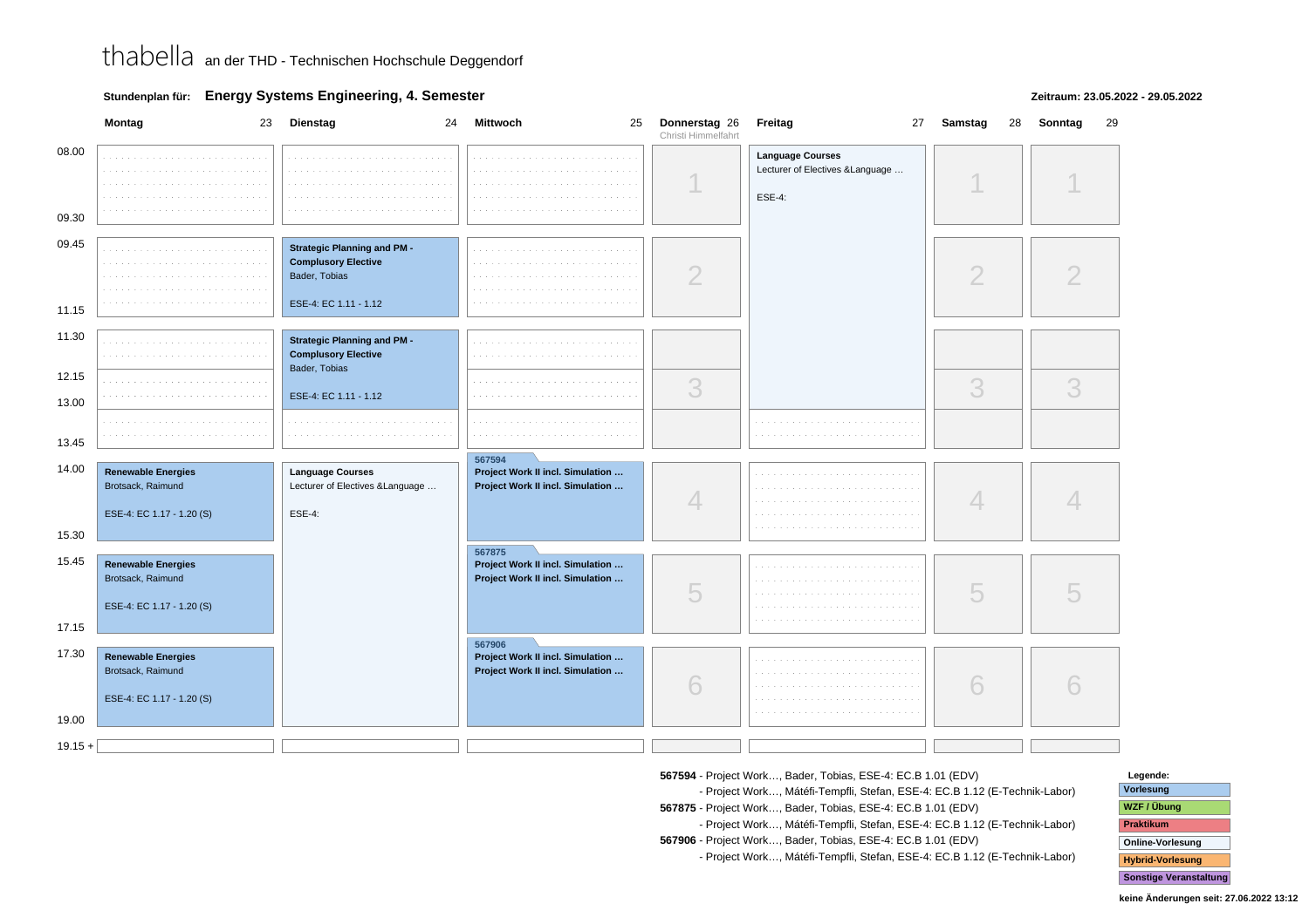# thabella an der THD - Technischen Hochschule Deggendorf

**Stundenplan für:** **Energy Systems Engineering, 4. Semester**

**Zeitraum: 23.05.2022 - 29.05.2022**

| | Montag 23 | Dienstag 24 | Mittwoch 25 | Donnerstag 26 (Christi Himmelfahrt) | Freitag 27 | Samstag 28 | Sonntag 29 |
|---|---|---|---|---|---|---|---|
| 08.00 - 09.30 | | | | 1 | **Language Courses** Lecturer of Electives &Language … ESE-4: (08.00 - 13.00) | 1 | 1 |
| 09.45 - 11.15 | | **Strategic Planning and PM - Complusory Elective** Bader, Tobias ESE-4: EC 1.11 - 1.12 | | 2 | | 2 | 2 |
| 11.30 - 13.00 | | **Strategic Planning and PM - Complusory Elective** Bader, Tobias ESE-4: EC 1.11 - 1.12 | | 3 | | 3 | 3 |
| 12.15 - 13.45 | | | | | | | |
| 14.00 - 15.30 | **Renewable Energies** Brotsack, Raimund ESE-4: EC 1.17 - 1.20 (S) | **Language Courses** Lecturer of Electives &Language … ESE-4: (14.00 - 19.00) | 567594 **Project Work II incl. Simulation …** **Project Work II incl. Simulation …** | 4 | | 4 | 4 |
| 15.45 - 17.15 | **Renewable Energies** Brotsack, Raimund ESE-4: EC 1.17 - 1.20 (S) | | 567875 **Project Work II incl. Simulation …** **Project Work II incl. Simulation …** | 5 | | 5 | 5 |
| 17.30 - 19.00 | **Renewable Energies** Brotsack, Raimund ESE-4: EC 1.17 - 1.20 (S) | | 567906 **Project Work II incl. Simulation …** **Project Work II incl. Simulation …** | 6 | | 6 | 6 |
| 19.15 + | | | | | | | |

**567594** - Project Work…, Bader, Tobias, ESE-4: EC.B 1.01 (EDV)
- Project Work…, Mátéfi-Tempfli, Stefan, ESE-4: EC.B 1.12 (E-Technik-Labor)

**567875** - Project Work…, Bader, Tobias, ESE-4: EC.B 1.01 (EDV)
- Project Work…, Mátéfi-Tempfli, Stefan, ESE-4: EC.B 1.12 (E-Technik-Labor)

**567906** - Project Work…, Bader, Tobias, ESE-4: EC.B 1.01 (EDV)
- Project Work…, Mátéfi-Tempfli, Stefan, ESE-4: EC.B 1.12 (E-Technik-Labor)

**Legende:**
- Vorlesung
- WZF / Übung
- Praktikum
- Online-Vorlesung
- Hybrid-Vorlesung
- Sonstige Veranstaltung

**keine Änderungen seit: 27.06.2022 13:12**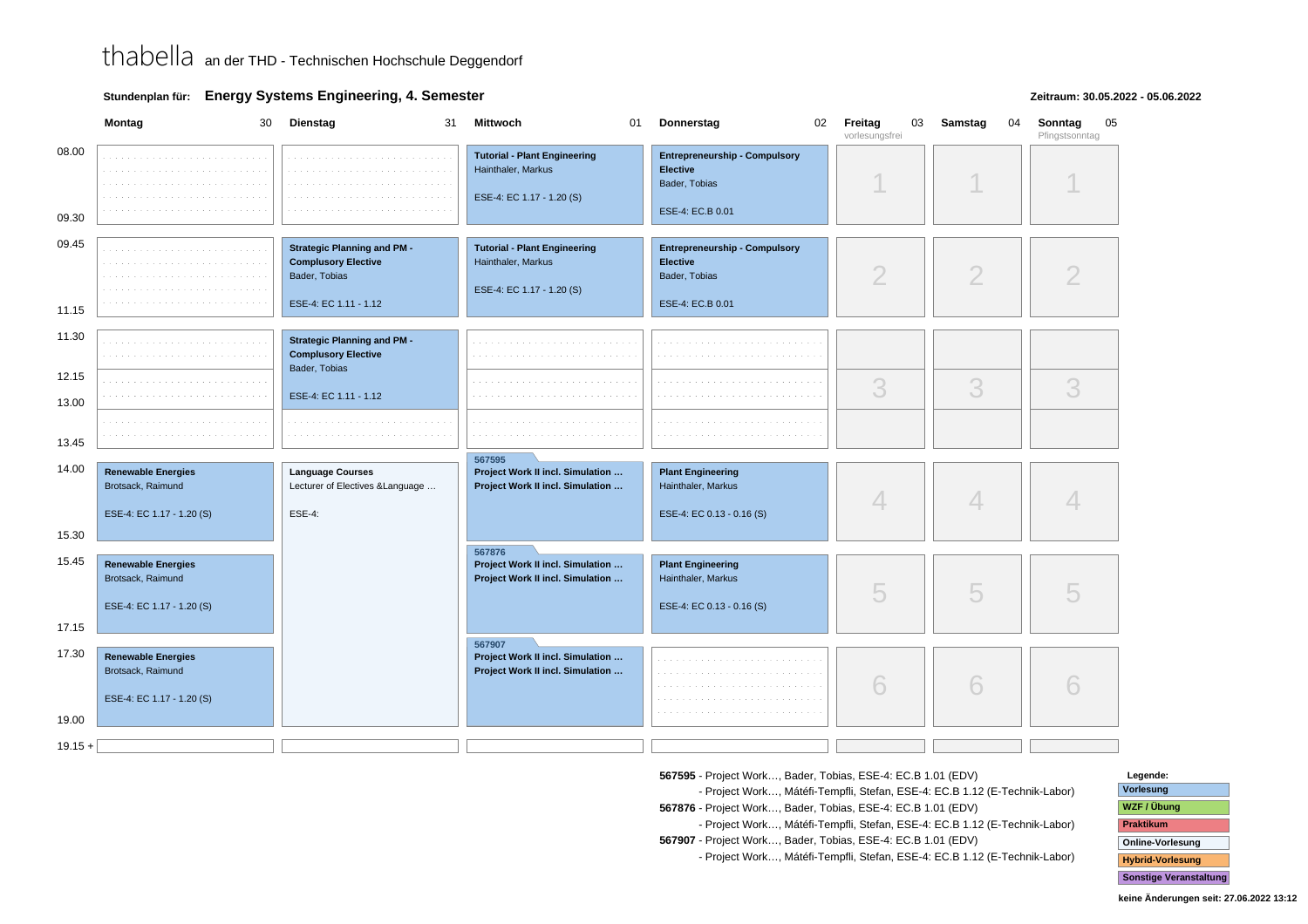thabella an der THD - Technischen Hochschule Deggendorf

**Stundenplan für:** **Energy Systems Engineering, 4. Semester**

**Zeitraum: 30.05.2022 - 05.06.2022**

| | Montag 30 | Dienstag 31 | Mittwoch 01 | Donnerstag 02 | Freitag 03 (vorlesungsfrei) | Samstag 04 | Sonntag 05 (Pfingstsonntag) |
|---|---|---|---|---|---|---|---|
| 08.00 - 09.30 | | | **Tutorial - Plant Engineering**<br>Hainthaler, Markus<br>ESE-4: EC 1.17 - 1.20 (S) | **Entrepreneurship - Compulsory Elective**<br>Bader, Tobias<br>ESE-4: EC.B 0.01 | 1 | 1 | 1 |
| 09.45 - 11.15 | | **Strategic Planning and PM - Complusory Elective**<br>Bader, Tobias<br>ESE-4: EC 1.11 - 1.12 | **Tutorial - Plant Engineering**<br>Hainthaler, Markus<br>ESE-4: EC 1.17 - 1.20 (S) | **Entrepreneurship - Compulsory Elective**<br>Bader, Tobias<br>ESE-4: EC.B 0.01 | 2 | 2 | 2 |
| 11.30 - 13.00 | | **Strategic Planning and PM - Complusory Elective**<br>Bader, Tobias<br>ESE-4: EC 1.11 - 1.12 | | | 3 | 3 | 3 |
| 13.00 - 13.45 | | | | | | | |
| 14.00 - 15.30 | **Renewable Energies**<br>Brotsack, Raimund<br>ESE-4: EC 1.17 - 1.20 (S) | **Language Courses**<br>Lecturer of Electives &Language …<br>ESE-4: | 567595<br>**Project Work II incl. Simulation …**<br>**Project Work II incl. Simulation …** | **Plant Engineering**<br>Hainthaler, Markus<br>ESE-4: EC 0.13 - 0.16 (S) | 4 | 4 | 4 |
| 15.45 - 17.15 | **Renewable Energies**<br>Brotsack, Raimund<br>ESE-4: EC 1.17 - 1.20 (S) | (Language Courses) | 567876<br>**Project Work II incl. Simulation …**<br>**Project Work II incl. Simulation …** | **Plant Engineering**<br>Hainthaler, Markus<br>ESE-4: EC 0.13 - 0.16 (S) | 5 | 5 | 5 |
| 17.30 - 19.00 | **Renewable Energies**<br>Brotsack, Raimund<br>ESE-4: EC 1.17 - 1.20 (S) | (Language Courses) | 567907<br>**Project Work II incl. Simulation …**<br>**Project Work II incl. Simulation …** | | 6 | 6 | 6 |
| 19.15 + | | | | | | | |

**567595** - Project Work…, Bader, Tobias, ESE-4: EC.B 1.01 (EDV)
- Project Work…, Mátéfi-Tempfli, Stefan, ESE-4: EC.B 1.12 (E-Technik-Labor)

**567876** - Project Work…, Bader, Tobias, ESE-4: EC.B 1.01 (EDV)
- Project Work…, Mátéfi-Tempfli, Stefan, ESE-4: EC.B 1.12 (E-Technik-Labor)

**567907** - Project Work…, Bader, Tobias, ESE-4: EC.B 1.01 (EDV)
- Project Work…, Mátéfi-Tempfli, Stefan, ESE-4: EC.B 1.12 (E-Technik-Labor)

**Legende:**
- Vorlesung
- WZF / Übung
- Praktikum
- Online-Vorlesung
- Hybrid-Vorlesung
- Sonstige Veranstaltung

**keine Änderungen seit: 27.06.2022 13:12**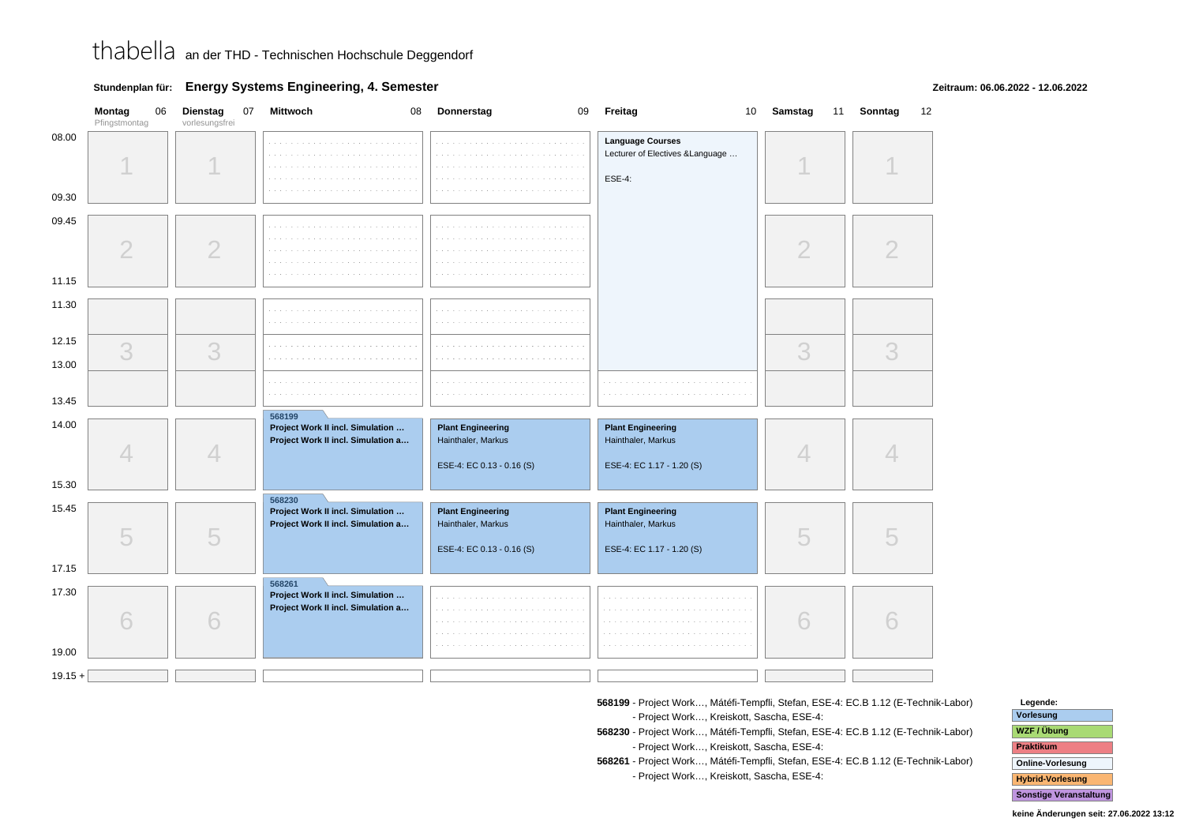# thabella an der THD - Technischen Hochschule Deggendorf

**Stundenplan für: Energy Systems Engineering, 4. Semester**

**Zeitraum: 06.06.2022 - 12.06.2022**

| Zeit | Montag 06 (Pfingstmontag) | Dienstag 07 (vorlesungsfrei) | Mittwoch 08 | Donnerstag 09 | Freitag 10 | Samstag 11 | Sonntag 12 |
|---|---|---|---|---|---|---|---|
| 08.00 – 09.30 | 1 | 1 | | | **Language Courses** Lecturer of Electives &Language … ESE-4: (08.00 – 13.00) | 1 | 1 |
| 09.45 – 11.15 | 2 | 2 | | | | 2 | 2 |
| 11.30 – 13.00 | 3 | 3 | | | | 3 | 3 |
| 12.15 – 13.45 | | | | | | | |
| 14.00 – 15.30 | 4 | 4 | 568199 **Project Work II incl. Simulation …** **Project Work II incl. Simulation a…** | **Plant Engineering** Hainthaler, Markus ESE-4: EC 0.13 - 0.16 (S) | **Plant Engineering** Hainthaler, Markus ESE-4: EC 1.17 - 1.20 (S) | 4 | 4 |
| 15.45 – 17.15 | 5 | 5 | 568230 **Project Work II incl. Simulation …** **Project Work II incl. Simulation a…** | **Plant Engineering** Hainthaler, Markus ESE-4: EC 0.13 - 0.16 (S) | **Plant Engineering** Hainthaler, Markus ESE-4: EC 1.17 - 1.20 (S) | 5 | 5 |
| 17.30 – 19.00 | 6 | 6 | 568261 **Project Work II incl. Simulation …** **Project Work II incl. Simulation a…** | | | 6 | 6 |
| 19.15 + | | | | | | | |

**568199** - Project Work…, Mátéfi-Tempfli, Stefan, ESE-4: EC.B 1.12 (E-Technik-Labor)
- Project Work…, Kreiskott, Sascha, ESE-4:

**568230** - Project Work…, Mátéfi-Tempfli, Stefan, ESE-4: EC.B 1.12 (E-Technik-Labor)
- Project Work…, Kreiskott, Sascha, ESE-4:

**568261** - Project Work…, Mátéfi-Tempfli, Stefan, ESE-4: EC.B 1.12 (E-Technik-Labor)
- Project Work…, Kreiskott, Sascha, ESE-4:

**Legende:**
- Vorlesung
- WZF / Übung
- Praktikum
- Online-Vorlesung
- Hybrid-Vorlesung
- Sonstige Veranstaltung

**keine Änderungen seit: 27.06.2022 13:12**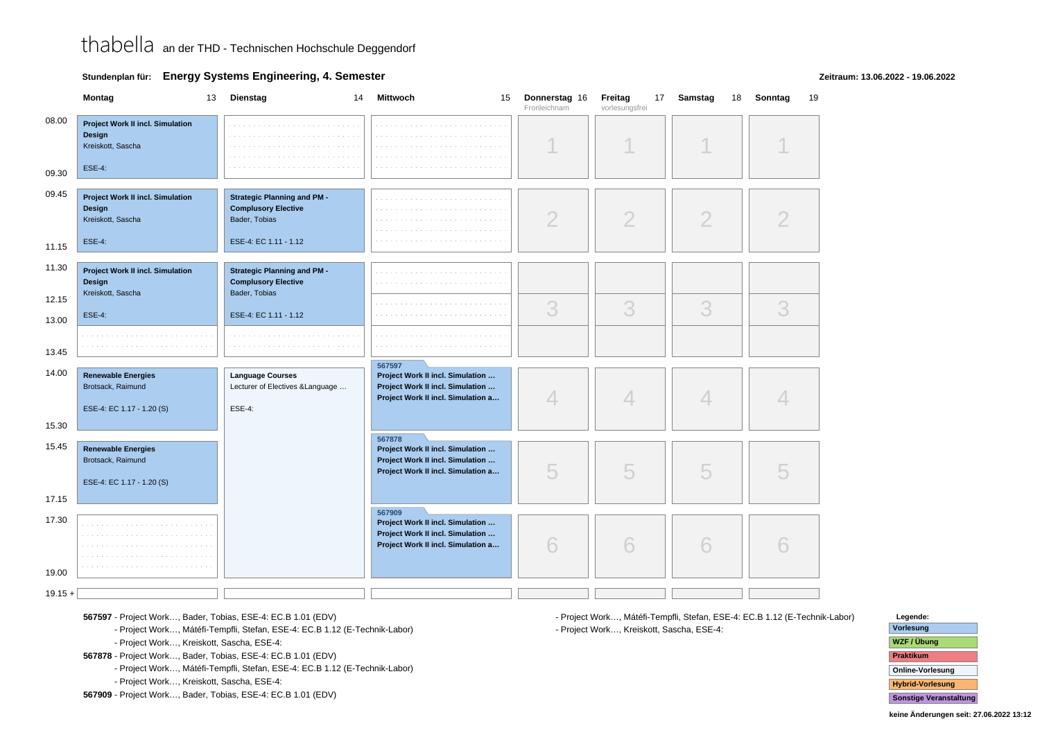thabella an der THD - Technischen Hochschule Deggendorf

**Stundenplan für: Energy Systems Engineering, 4. Semester**

**Zeitraum: 13.06.2022 - 19.06.2022**

| | Montag 13 | Dienstag 14 | Mittwoch 15 | Donnerstag 16 Fronleichnam | Freitag 17 vorlesungsfrei | Samstag 18 | Sonntag 19 |
|---|---|---|---|---|---|---|---|
| 08.00 - 09.30 | **Project Work II incl. Simulation Design** Kreiskott, Sascha ESE-4: | | | 1 | 1 | 1 | 1 |
| 09.45 - 11.15 | **Project Work II incl. Simulation Design** Kreiskott, Sascha ESE-4: | **Strategic Planning and PM - Complusory Elective** Bader, Tobias ESE-4: EC 1.11 - 1.12 | | 2 | 2 | 2 | 2 |
| 11.30 - 13.00 | **Project Work II incl. Simulation Design** Kreiskott, Sascha ESE-4: | **Strategic Planning and PM - Complusory Elective** Bader, Tobias ESE-4: EC 1.11 - 1.12 | | 3 | 3 | 3 | 3 |
| 12.15 - 13.45 | | | | | | | |
| 14.00 - 15.30 | **Renewable Energies** Brotsack, Raimund ESE-4: EC 1.17 - 1.20 (S) | **Language Courses** Lecturer of Electives &Language … ESE-4: | 567597 **Project Work II incl. Simulation …** **Project Work II incl. Simulation …** **Project Work II incl. Simulation a…** | 4 | 4 | 4 | 4 |
| 15.45 - 17.15 | **Renewable Energies** Brotsack, Raimund ESE-4: EC 1.17 - 1.20 (S) | (Language Courses) | 567878 **Project Work II incl. Simulation …** **Project Work II incl. Simulation …** **Project Work II incl. Simulation a…** | 5 | 5 | 5 | 5 |
| 17.30 - 19.00 | | (Language Courses) | 567909 **Project Work II incl. Simulation …** **Project Work II incl. Simulation …** **Project Work II incl. Simulation a…** | 6 | 6 | 6 | 6 |
| 19.15 + | | | | | | | |

**567597** - Project Work…, Bader, Tobias, ESE-4: EC.B 1.01 (EDV)
- Project Work…, Mátéfi-Tempfli, Stefan, ESE-4: EC.B 1.12 (E-Technik-Labor)
- Project Work…, Kreiskott, Sascha, ESE-4:

**567878** - Project Work…, Bader, Tobias, ESE-4: EC.B 1.01 (EDV)
- Project Work…, Mátéfi-Tempfli, Stefan, ESE-4: EC.B 1.12 (E-Technik-Labor)
- Project Work…, Kreiskott, Sascha, ESE-4:

**567909** - Project Work…, Bader, Tobias, ESE-4: EC.B 1.01 (EDV)
- Project Work…, Mátéfi-Tempfli, Stefan, ESE-4: EC.B 1.12 (E-Technik-Labor)
- Project Work…, Kreiskott, Sascha, ESE-4:

**Legende:**
- Vorlesung
- WZF / Übung
- Praktikum
- Online-Vorlesung
- Hybrid-Vorlesung
- Sonstige Veranstaltung

**keine Änderungen seit: 27.06.2022 13:12**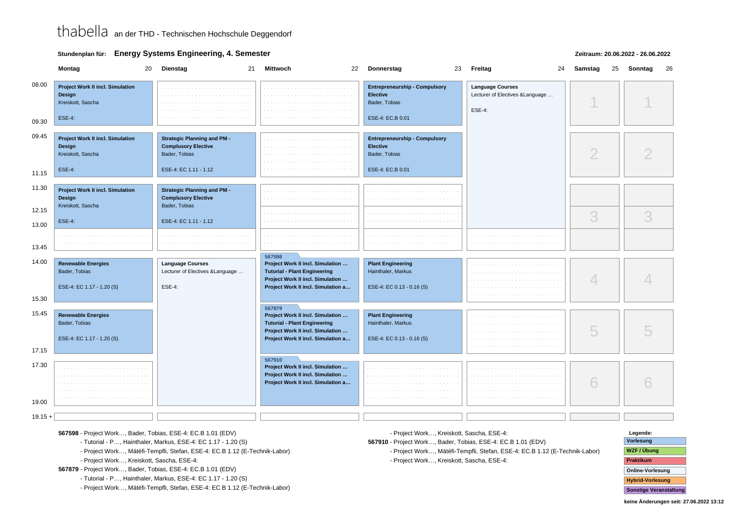thabella an der THD - Technischen Hochschule Deggendorf

**Stundenplan für: Energy Systems Engineering, 4. Semester**

**Zeitraum: 20.06.2022 - 26.06.2022**

| Zeit | Montag 20 | Dienstag 21 | Mittwoch 22 | Donnerstag 23 | Freitag 24 | Samstag 25 | Sonntag 26 |
|---|---|---|---|---|---|---|---|
| 08.00 - 09.30 | **Project Work II incl. Simulation Design** Kreiskott, Sascha ESE-4: | | | **Entrepreneurship - Compulsory Elective** Bader, Tobias ESE-4: EC.B 0.01 | Language Courses Lecturer of Electives &Language … ESE-4: (08.00 - 13.00) | 1 | 1 |
| 09.45 - 11.15 | **Project Work II incl. Simulation Design** Kreiskott, Sascha ESE-4: | **Strategic Planning and PM - Complusory Elective** Bader, Tobias ESE-4: EC 1.11 - 1.12 | | **Entrepreneurship - Compulsory Elective** Bader, Tobias ESE-4: EC.B 0.01 | | 2 | 2 |
| 11.30 - 12.15 | **Project Work II incl. Simulation Design** Kreiskott, Sascha ESE-4: (11.30 - 13.00) | **Strategic Planning and PM - Complusory Elective** Bader, Tobias ESE-4: EC 1.11 - 1.12 (11.30 - 13.00) | | | | | |
| 12.15 - 13.00 | | | | | | 3 | 3 |
| 13.00 - 13.45 | | | | | | | |
| 14.00 - 15.30 | **Renewable Energies** Bader, Tobias ESE-4: EC 1.17 - 1.20 (S) | Language Courses Lecturer of Electives &Language … ESE-4: (14.00 - 19.00) | 567598 **Project Work II incl. Simulation …** **Tutorial - Plant Engineering** **Project Work II incl. Simulation …** **Project Work II incl. Simulation a…** | **Plant Engineering** Hainthaler, Markus ESE-4: EC 0.13 - 0.16 (S) | | 4 | 4 |
| 15.45 - 17.15 | **Renewable Energies** Bader, Tobias ESE-4: EC 1.17 - 1.20 (S) | | 567879 **Project Work II incl. Simulation …** **Tutorial - Plant Engineering** **Project Work II incl. Simulation …** **Project Work II incl. Simulation a…** | **Plant Engineering** Hainthaler, Markus ESE-4: EC 0.13 - 0.16 (S) | | 5 | 5 |
| 17.30 - 19.00 | | | 567910 **Project Work II incl. Simulation …** **Project Work II incl. Simulation …** **Project Work II incl. Simulation a…** | | | 6 | 6 |
| 19.15 + | | | | | | | |

**567598** - Project Work…, Bader, Tobias, ESE-4: EC.B 1.01 (EDV)
- Tutorial - P…, Hainthaler, Markus, ESE-4: EC 1.17 - 1.20 (S)
- Project Work…, Mátéfi-Tempfli, Stefan, ESE-4: EC.B 1.12 (E-Technik-Labor)
- Project Work…, Kreiskott, Sascha, ESE-4:

**567879** - Project Work…, Bader, Tobias, ESE-4: EC.B 1.01 (EDV)
- Tutorial - P…, Hainthaler, Markus, ESE-4: EC 1.17 - 1.20 (S)
- Project Work…, Mátéfi-Tempfli, Stefan, ESE-4: EC.B 1.12 (E-Technik-Labor)
- Project Work…, Kreiskott, Sascha, ESE-4:

**567910** - Project Work…, Bader, Tobias, ESE-4: EC.B 1.01 (EDV)
- Project Work…, Mátéfi-Tempfli, Stefan, ESE-4: EC.B 1.12 (E-Technik-Labor)
- Project Work…, Kreiskott, Sascha, ESE-4:

**Legende:**
- Vorlesung
- WZF / Übung
- Praktikum
- Online-Vorlesung
- Hybrid-Vorlesung
- Sonstige Veranstaltung

**keine Änderungen seit: 27.06.2022 13:12**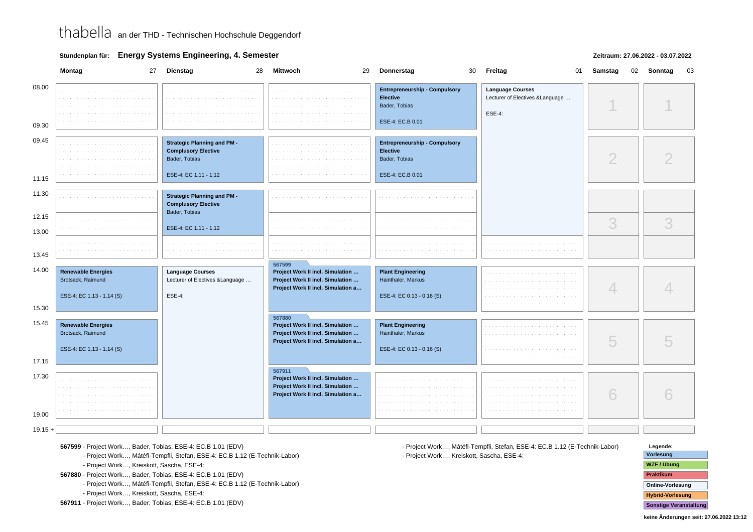thabella an der THD - Technischen Hochschule Deggendorf

**Stundenplan für:** **Energy Systems Engineering, 4. Semester**

**Zeitraum: 27.06.2022 - 03.07.2022**

| Zeit | Montag 27 | Dienstag 28 | Mittwoch 29 | Donnerstag 30 | Freitag 01 | Samstag 02 | Sonntag 03 |
|---|---|---|---|---|---|---|---|
| 08.00 - 09.30 | | | | **Entrepreneurship - Compulsory Elective** Bader, Tobias ESE-4: EC.B 0.01 | **Language Courses** Lecturer of Electives &Language ... ESE-4: (08.00 - 13.00) | 1 | 1 |
| 09.45 - 11.15 | | **Strategic Planning and PM - Complusory Elective** Bader, Tobias ESE-4: EC 1.11 - 1.12 | | **Entrepreneurship - Compulsory Elective** Bader, Tobias ESE-4: EC.B 0.01 | | 2 | 2 |
| 11.30 - 13.00 | | **Strategic Planning and PM - Complusory Elective** Bader, Tobias ESE-4: EC 1.11 - 1.12 | | | | 3 | 3 |
| 13.00 - 13.45 | | | | | | | |
| 14.00 - 15.30 | **Renewable Energies** Brotsack, Raimund ESE-4: EC 1.13 - 1.14 (S) | **Language Courses** Lecturer of Electives &Language ... ESE-4: (14.00 - 19.00) | 567599 **Project Work II incl. Simulation ...** **Project Work II incl. Simulation ...** **Project Work II incl. Simulation a...** | **Plant Engineering** Hainthaler, Markus ESE-4: EC 0.13 - 0.16 (S) | | 4 | 4 |
| 15.45 - 17.15 | **Renewable Energies** Brotsack, Raimund ESE-4: EC 1.13 - 1.14 (S) | | 567880 **Project Work II incl. Simulation ...** **Project Work II incl. Simulation ...** **Project Work II incl. Simulation a...** | **Plant Engineering** Hainthaler, Markus ESE-4: EC 0.13 - 0.16 (S) | | 5 | 5 |
| 17.30 - 19.00 | | | 567911 **Project Work II incl. Simulation ...** **Project Work II incl. Simulation ...** **Project Work II incl. Simulation a...** | | | 6 | 6 |
| 19.15 + | | | | | | | |

**567599** - Project Work..., Bader, Tobias, ESE-4: EC.B 1.01 (EDV)
- Project Work..., Mátéfi-Tempfli, Stefan, ESE-4: EC.B 1.12 (E-Technik-Labor)
- Project Work..., Kreiskott, Sascha, ESE-4:

**567880** - Project Work..., Bader, Tobias, ESE-4: EC.B 1.01 (EDV)
- Project Work..., Mátéfi-Tempfli, Stefan, ESE-4: EC.B 1.12 (E-Technik-Labor)
- Project Work..., Kreiskott, Sascha, ESE-4:

**567911** - Project Work..., Bader, Tobias, ESE-4: EC.B 1.01 (EDV)
- Project Work..., Mátéfi-Tempfli, Stefan, ESE-4: EC.B 1.12 (E-Technik-Labor)
- Project Work..., Kreiskott, Sascha, ESE-4:

**Legende:**
- Vorlesung
- WZF / Übung
- Praktikum
- Online-Vorlesung
- Hybrid-Vorlesung
- Sonstige Veranstaltung

keine Änderungen seit: 27.06.2022 13:12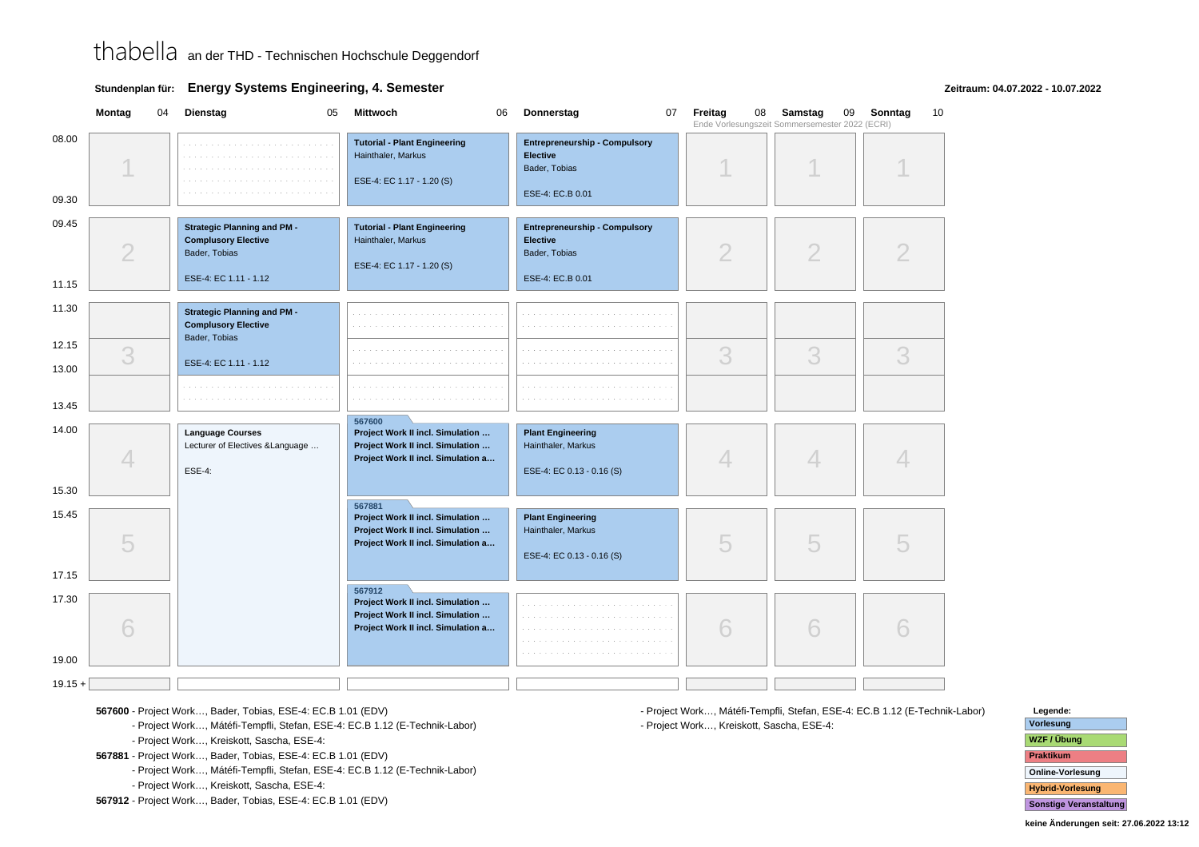thabella an der THD - Technischen Hochschule Deggendorf

**Stundenplan für:** **Energy Systems Engineering, 4. Semester**

**Zeitraum: 04.07.2022 - 10.07.2022**

| | Montag 04 | Dienstag 05 | Mittwoch 06 | Donnerstag 07 | Freitag 08 | Samstag 09 | Sonntag 10 |
|---|---|---|---|---|---|---|---|
| | | | | | Ende Vorlesungszeit Sommersemester 2022 (ECRI) | | |
| 08.00 - 09.30 | 1 | | **Tutorial - Plant Engineering** Hainthaler, Markus ESE-4: EC 1.17 - 1.20 (S) | **Entrepreneurship - Compulsory Elective** Bader, Tobias ESE-4: EC.B 0.01 | 1 | 1 | 1 |
| 09.45 - 11.15 | 2 | **Strategic Planning and PM - Complusory Elective** Bader, Tobias ESE-4: EC 1.11 - 1.12 | **Tutorial - Plant Engineering** Hainthaler, Markus ESE-4: EC 1.17 - 1.20 (S) | **Entrepreneurship - Compulsory Elective** Bader, Tobias ESE-4: EC.B 0.01 | 2 | 2 | 2 |
| 11.30 - 12.15 / 12.15 - 13.00 / 13.00 - 13.45 | 3 | **Strategic Planning and PM - Complusory Elective** Bader, Tobias ESE-4: EC 1.11 - 1.12 | | | 3 | 3 | 3 |
| 14.00 - 15.30 | 4 | **Language Courses** Lecturer of Electives &Language … ESE-4: | 567600 **Project Work II incl. Simulation …** **Project Work II incl. Simulation …** **Project Work II incl. Simulation a…** | **Plant Engineering** Hainthaler, Markus ESE-4: EC 0.13 - 0.16 (S) | 4 | 4 | 4 |
| 15.45 - 17.15 | 5 | | 567881 **Project Work II incl. Simulation …** **Project Work II incl. Simulation …** **Project Work II incl. Simulation a…** | **Plant Engineering** Hainthaler, Markus ESE-4: EC 0.13 - 0.16 (S) | 5 | 5 | 5 |
| 17.30 - 19.00 | 6 | | 567912 **Project Work II incl. Simulation …** **Project Work II incl. Simulation …** **Project Work II incl. Simulation a…** | | 6 | 6 | 6 |
| 19.15 + | | | | | | | |

**567600** - Project Work…, Bader, Tobias, ESE-4: EC.B 1.01 (EDV)
- Project Work…, Mátéfi-Tempfli, Stefan, ESE-4: EC.B 1.12 (E-Technik-Labor)
- Project Work…, Kreiskott, Sascha, ESE-4:

**567881** - Project Work…, Bader, Tobias, ESE-4: EC.B 1.01 (EDV)
- Project Work…, Mátéfi-Tempfli, Stefan, ESE-4: EC.B 1.12 (E-Technik-Labor)
- Project Work…, Kreiskott, Sascha, ESE-4:

**567912** - Project Work…, Bader, Tobias, ESE-4: EC.B 1.01 (EDV)
- Project Work…, Mátéfi-Tempfli, Stefan, ESE-4: EC.B 1.12 (E-Technik-Labor)
- Project Work…, Kreiskott, Sascha, ESE-4:

**Legende:**
- Vorlesung
- WZF / Übung
- Praktikum
- Online-Vorlesung
- Hybrid-Vorlesung
- Sonstige Veranstaltung

**keine Änderungen seit: 27.06.2022 13:12**